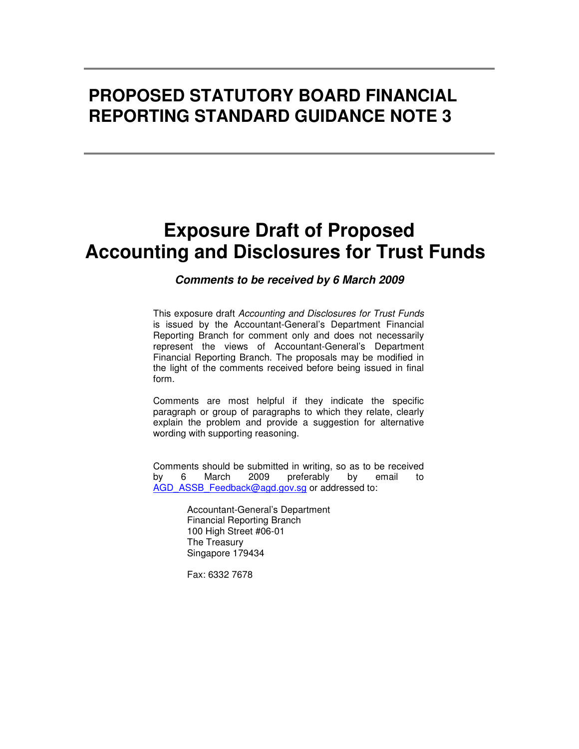# PROPOSED STATUTORY BOARD FINANCIAL REPORTING STANDARD GUIDANCE NOTE 3

# Exposure Draft of Proposed Accounting and Disclosures for Trust Funds

***Comments to be received by 6 March 2009***

This exposure draft *Accounting and Disclosures for Trust Funds* is issued by the Accountant-General's Department Financial Reporting Branch for comment only and does not necessarily represent the views of Accountant-General's Department Financial Reporting Branch. The proposals may be modified in the light of the comments received before being issued in final form.

Comments are most helpful if they indicate the specific paragraph or group of paragraphs to which they relate, clearly explain the problem and provide a suggestion for alternative wording with supporting reasoning.

Comments should be submitted in writing, so as to be received by 6 March 2009 preferably by email to AGD_ASSB_Feedback@agd.gov.sg or addressed to:

Accountant-General's Department
Financial Reporting Branch
100 High Street #06-01
The Treasury
Singapore 179434

Fax: 6332 7678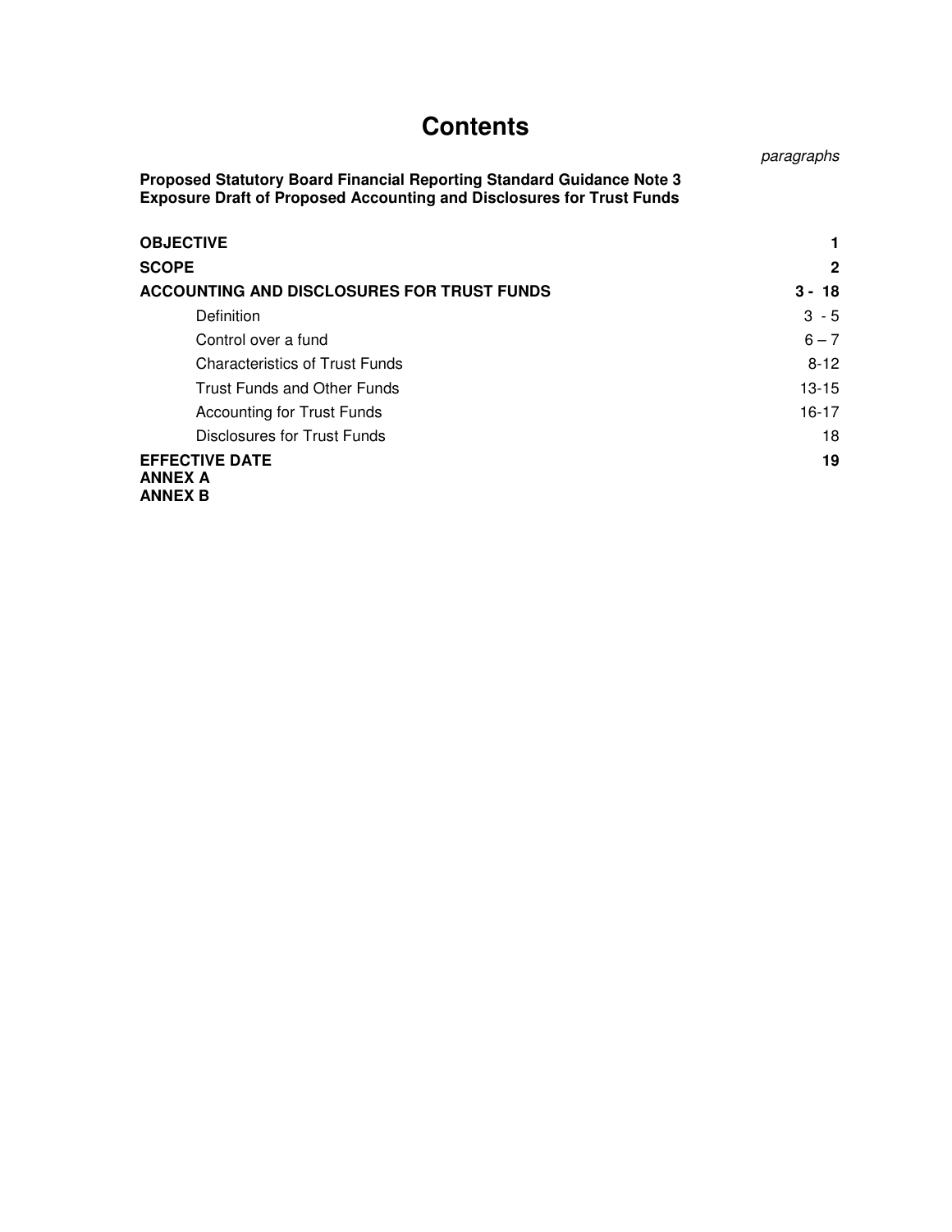# Contents

| | *paragraphs* |
|---|---|
| **Proposed Statutory Board Financial Reporting Standard Guidance Note 3 Exposure Draft of Proposed Accounting and Disclosures for Trust Funds** | |
| **OBJECTIVE** | **1** |
| **SCOPE** | **2** |
| **ACCOUNTING AND DISCLOSURES FOR TRUST FUNDS** | **3 - 18** |
| Definition | 3 - 5 |
| Control over a fund | 6 – 7 |
| Characteristics of Trust Funds | 8-12 |
| Trust Funds and Other Funds | 13-15 |
| Accounting for Trust Funds | 16-17 |
| Disclosures for Trust Funds | 18 |
| **EFFECTIVE DATE** | **19** |
| **ANNEX A** | |
| **ANNEX B** | |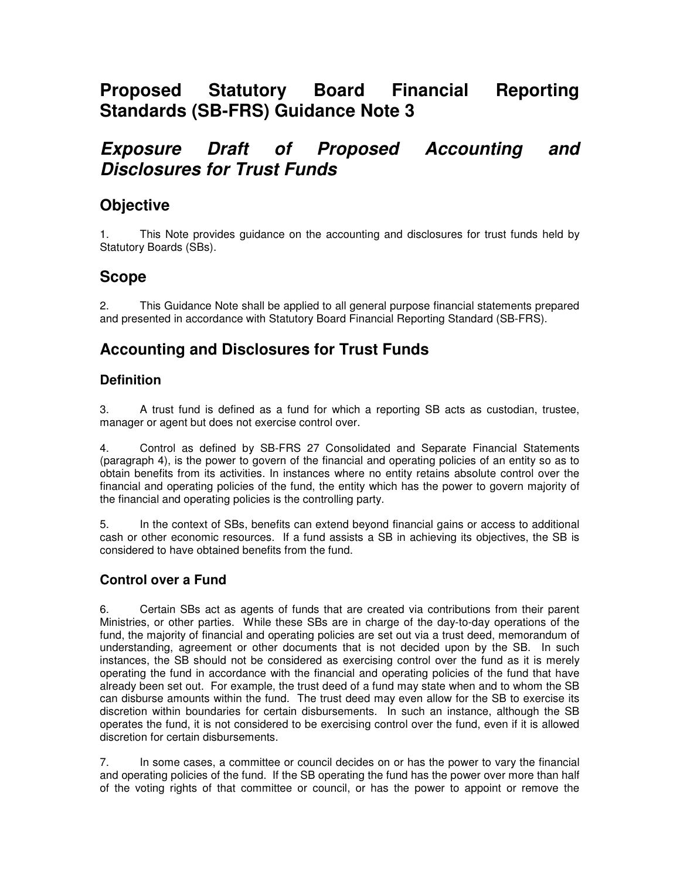# Proposed Statutory Board Financial Reporting Standards (SB-FRS) Guidance Note 3

## *Exposure Draft of Proposed Accounting and Disclosures for Trust Funds*

## Objective

1. This Note provides guidance on the accounting and disclosures for trust funds held by Statutory Boards (SBs).

## Scope

2. This Guidance Note shall be applied to all general purpose financial statements prepared and presented in accordance with Statutory Board Financial Reporting Standard (SB-FRS).

## Accounting and Disclosures for Trust Funds

### Definition

3. A trust fund is defined as a fund for which a reporting SB acts as custodian, trustee, manager or agent but does not exercise control over.

4. Control as defined by SB-FRS 27 Consolidated and Separate Financial Statements (paragraph 4), is the power to govern of the financial and operating policies of an entity so as to obtain benefits from its activities. In instances where no entity retains absolute control over the financial and operating policies of the fund, the entity which has the power to govern majority of the financial and operating policies is the controlling party.

5. In the context of SBs, benefits can extend beyond financial gains or access to additional cash or other economic resources. If a fund assists a SB in achieving its objectives, the SB is considered to have obtained benefits from the fund.

### Control over a Fund

6. Certain SBs act as agents of funds that are created via contributions from their parent Ministries, or other parties. While these SBs are in charge of the day-to-day operations of the fund, the majority of financial and operating policies are set out via a trust deed, memorandum of understanding, agreement or other documents that is not decided upon by the SB. In such instances, the SB should not be considered as exercising control over the fund as it is merely operating the fund in accordance with the financial and operating policies of the fund that have already been set out. For example, the trust deed of a fund may state when and to whom the SB can disburse amounts within the fund. The trust deed may even allow for the SB to exercise its discretion within boundaries for certain disbursements. In such an instance, although the SB operates the fund, it is not considered to be exercising control over the fund, even if it is allowed discretion for certain disbursements.

7. In some cases, a committee or council decides on or has the power to vary the financial and operating policies of the fund. If the SB operating the fund has the power over more than half of the voting rights of that committee or council, or has the power to appoint or remove the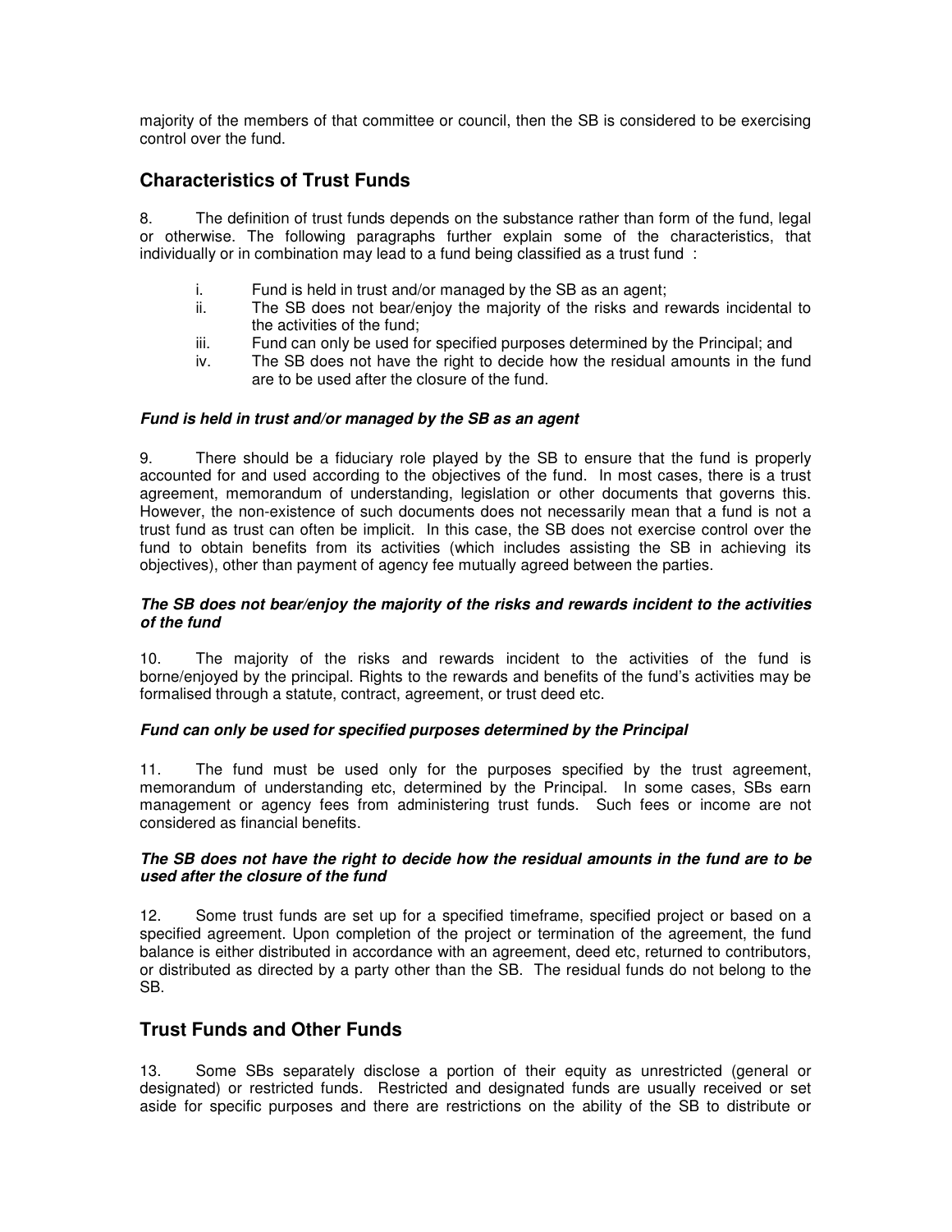majority of the members of that committee or council, then the SB is considered to be exercising control over the fund.

## Characteristics of Trust Funds

8. The definition of trust funds depends on the substance rather than form of the fund, legal or otherwise. The following paragraphs further explain some of the characteristics, that individually or in combination may lead to a fund being classified as a trust fund :

i. Fund is held in trust and/or managed by the SB as an agent;
ii. The SB does not bear/enjoy the majority of the risks and rewards incidental to the activities of the fund;
iii. Fund can only be used for specified purposes determined by the Principal; and
iv. The SB does not have the right to decide how the residual amounts in the fund are to be used after the closure of the fund.

***Fund is held in trust and/or managed by the SB as an agent***

9. There should be a fiduciary role played by the SB to ensure that the fund is properly accounted for and used according to the objectives of the fund. In most cases, there is a trust agreement, memorandum of understanding, legislation or other documents that governs this. However, the non-existence of such documents does not necessarily mean that a fund is not a trust fund as trust can often be implicit. In this case, the SB does not exercise control over the fund to obtain benefits from its activities (which includes assisting the SB in achieving its objectives), other than payment of agency fee mutually agreed between the parties.

***The SB does not bear/enjoy the majority of the risks and rewards incident to the activities of the fund***

10. The majority of the risks and rewards incident to the activities of the fund is borne/enjoyed by the principal. Rights to the rewards and benefits of the fund's activities may be formalised through a statute, contract, agreement, or trust deed etc.

***Fund can only be used for specified purposes determined by the Principal***

11. The fund must be used only for the purposes specified by the trust agreement, memorandum of understanding etc, determined by the Principal. In some cases, SBs earn management or agency fees from administering trust funds. Such fees or income are not considered as financial benefits.

***The SB does not have the right to decide how the residual amounts in the fund are to be used after the closure of the fund***

12. Some trust funds are set up for a specified timeframe, specified project or based on a specified agreement. Upon completion of the project or termination of the agreement, the fund balance is either distributed in accordance with an agreement, deed etc, returned to contributors, or distributed as directed by a party other than the SB. The residual funds do not belong to the SB.

## Trust Funds and Other Funds

13. Some SBs separately disclose a portion of their equity as unrestricted (general or designated) or restricted funds. Restricted and designated funds are usually received or set aside for specific purposes and there are restrictions on the ability of the SB to distribute or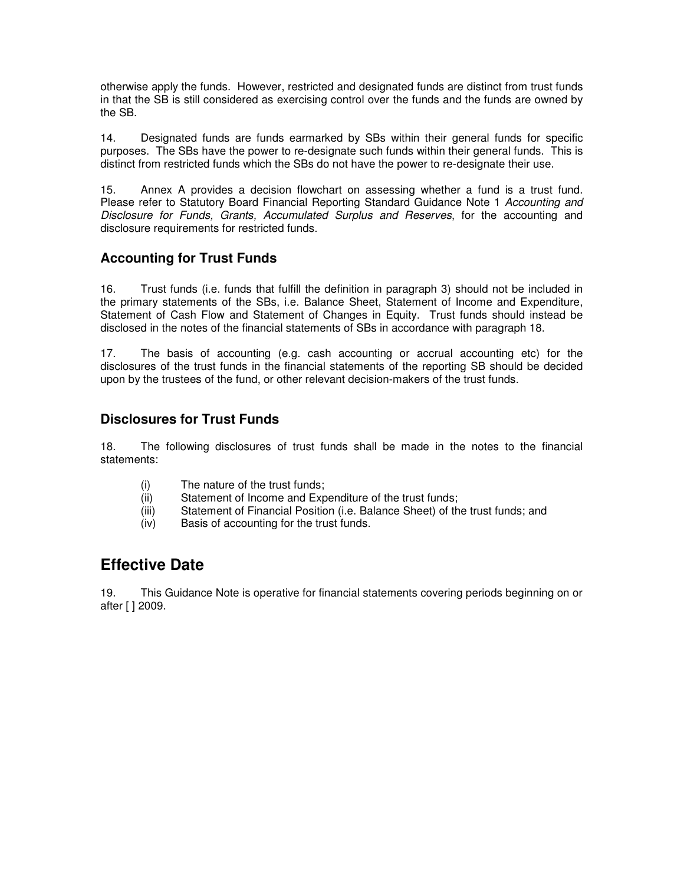otherwise apply the funds. However, restricted and designated funds are distinct from trust funds in that the SB is still considered as exercising control over the funds and the funds are owned by the SB.

14. Designated funds are funds earmarked by SBs within their general funds for specific purposes. The SBs have the power to re-designate such funds within their general funds. This is distinct from restricted funds which the SBs do not have the power to re-designate their use.

15. Annex A provides a decision flowchart on assessing whether a fund is a trust fund. Please refer to Statutory Board Financial Reporting Standard Guidance Note 1 *Accounting and Disclosure for Funds, Grants, Accumulated Surplus and Reserves*, for the accounting and disclosure requirements for restricted funds.

### Accounting for Trust Funds

16. Trust funds (i.e. funds that fulfill the definition in paragraph 3) should not be included in the primary statements of the SBs, i.e. Balance Sheet, Statement of Income and Expenditure, Statement of Cash Flow and Statement of Changes in Equity. Trust funds should instead be disclosed in the notes of the financial statements of SBs in accordance with paragraph 18.

17. The basis of accounting (e.g. cash accounting or accrual accounting etc) for the disclosures of the trust funds in the financial statements of the reporting SB should be decided upon by the trustees of the fund, or other relevant decision-makers of the trust funds.

### Disclosures for Trust Funds

18. The following disclosures of trust funds shall be made in the notes to the financial statements:

- (i) The nature of the trust funds;
- (ii) Statement of Income and Expenditure of the trust funds;
- (iii) Statement of Financial Position (i.e. Balance Sheet) of the trust funds; and
- (iv) Basis of accounting for the trust funds.

## Effective Date

19. This Guidance Note is operative for financial statements covering periods beginning on or after [ ] 2009.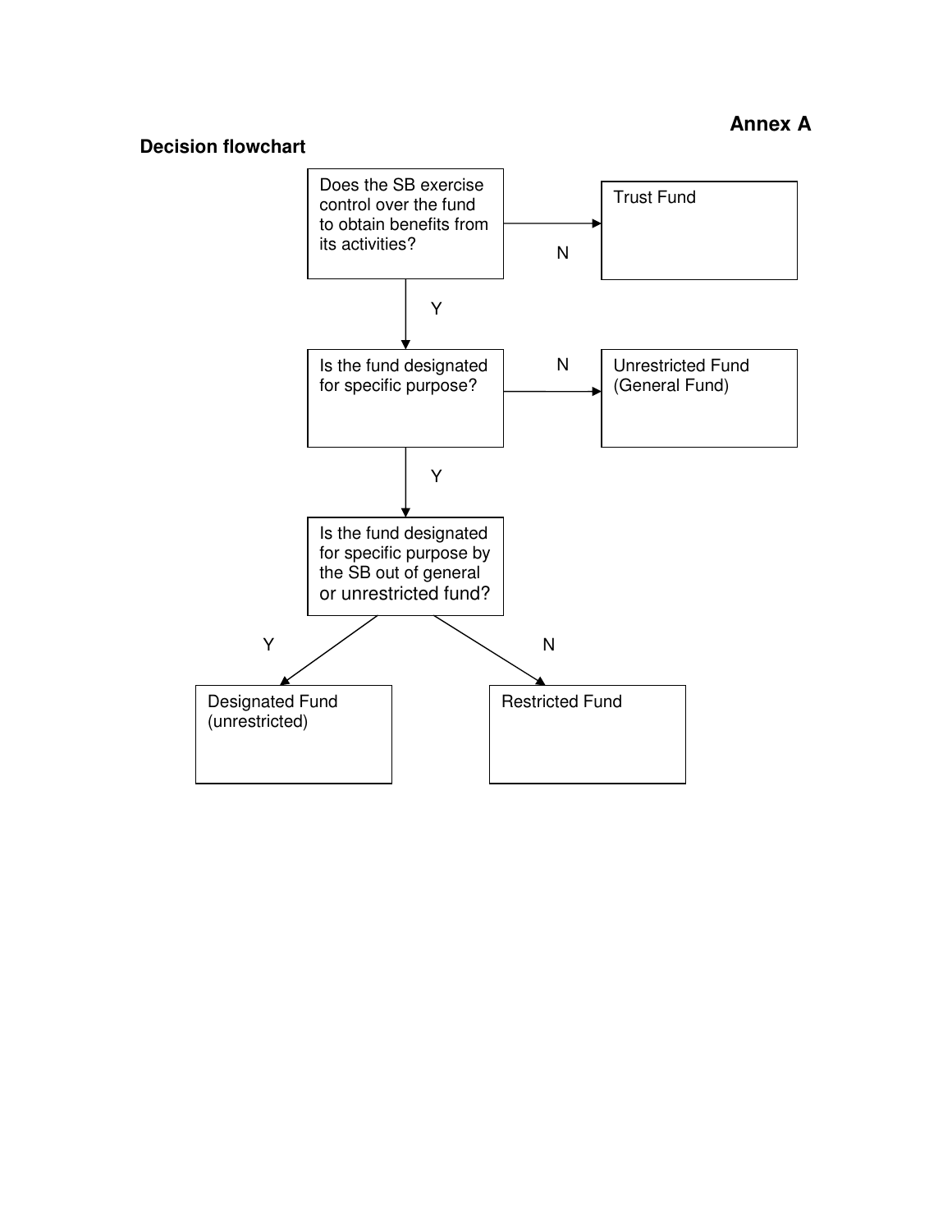**Annex A**

**Decision flowchart**

Does the SB exercise control over the fund to obtain benefits from its activities?

- N → Trust Fund
- Y → Is the fund designated for specific purpose?
  - N → Unrestricted Fund (General Fund)
  - Y → Is the fund designated for specific purpose by the SB out of general or unrestricted fund?
    - Y → Designated Fund (unrestricted)
    - N → Restricted Fund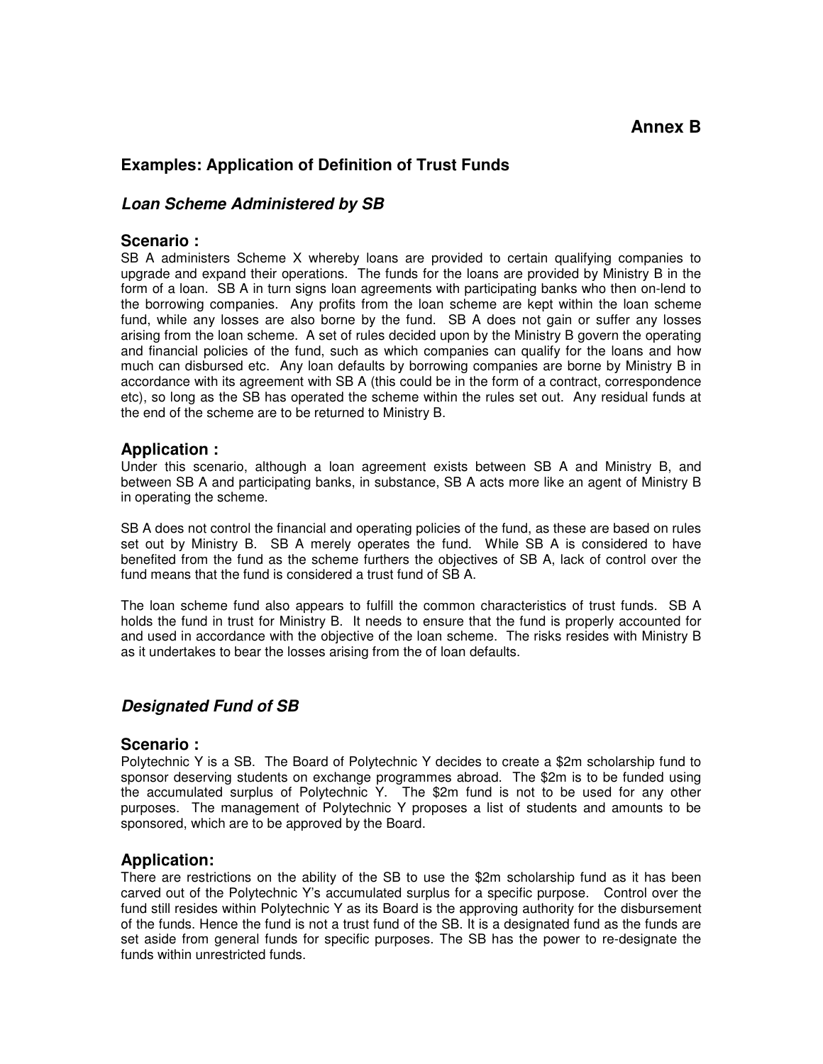**Annex B**

## Examples: Application of Definition of Trust Funds

### *Loan Scheme Administered by SB*

#### Scenario :

SB A administers Scheme X whereby loans are provided to certain qualifying companies to upgrade and expand their operations. The funds for the loans are provided by Ministry B in the form of a loan. SB A in turn signs loan agreements with participating banks who then on-lend to the borrowing companies. Any profits from the loan scheme are kept within the loan scheme fund, while any losses are also borne by the fund. SB A does not gain or suffer any losses arising from the loan scheme. A set of rules decided upon by the Ministry B govern the operating and financial policies of the fund, such as which companies can qualify for the loans and how much can disbursed etc. Any loan defaults by borrowing companies are borne by Ministry B in accordance with its agreement with SB A (this could be in the form of a contract, correspondence etc), so long as the SB has operated the scheme within the rules set out. Any residual funds at the end of the scheme are to be returned to Ministry B.

#### Application :

Under this scenario, although a loan agreement exists between SB A and Ministry B, and between SB A and participating banks, in substance, SB A acts more like an agent of Ministry B in operating the scheme.

SB A does not control the financial and operating policies of the fund, as these are based on rules set out by Ministry B. SB A merely operates the fund. While SB A is considered to have benefited from the fund as the scheme furthers the objectives of SB A, lack of control over the fund means that the fund is considered a trust fund of SB A.

The loan scheme fund also appears to fulfill the common characteristics of trust funds. SB A holds the fund in trust for Ministry B. It needs to ensure that the fund is properly accounted for and used in accordance with the objective of the loan scheme. The risks resides with Ministry B as it undertakes to bear the losses arising from the of loan defaults.

### *Designated Fund of SB*

#### Scenario :

Polytechnic Y is a SB. The Board of Polytechnic Y decides to create a $2m scholarship fund to sponsor deserving students on exchange programmes abroad. The $2m is to be funded using the accumulated surplus of Polytechnic Y. The $2m fund is not to be used for any other purposes. The management of Polytechnic Y proposes a list of students and amounts to be sponsored, which are to be approved by the Board.

#### Application:

There are restrictions on the ability of the SB to use the $2m scholarship fund as it has been carved out of the Polytechnic Y's accumulated surplus for a specific purpose. Control over the fund still resides within Polytechnic Y as its Board is the approving authority for the disbursement of the funds. Hence the fund is not a trust fund of the SB. It is a designated fund as the funds are set aside from general funds for specific purposes. The SB has the power to re-designate the funds within unrestricted funds.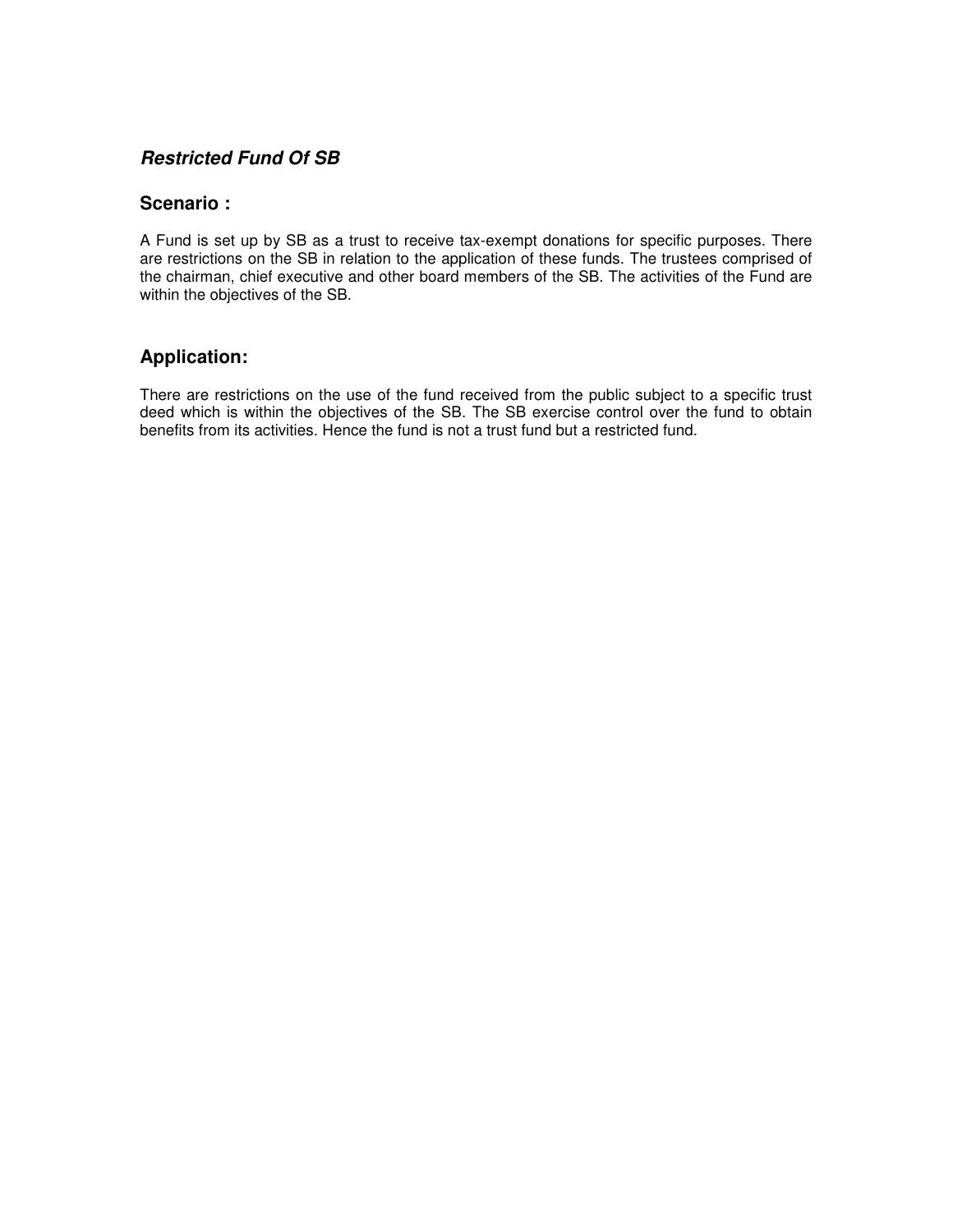### ***Restricted Fund Of SB***

## Scenario :

A Fund is set up by SB as a trust to receive tax-exempt donations for specific purposes. There are restrictions on the SB in relation to the application of these funds. The trustees comprised of the chairman, chief executive and other board members of the SB. The activities of the Fund are within the objectives of the SB.

## Application:

There are restrictions on the use of the fund received from the public subject to a specific trust deed which is within the objectives of the SB. The SB exercise control over the fund to obtain benefits from its activities. Hence the fund is not a trust fund but a restricted fund.